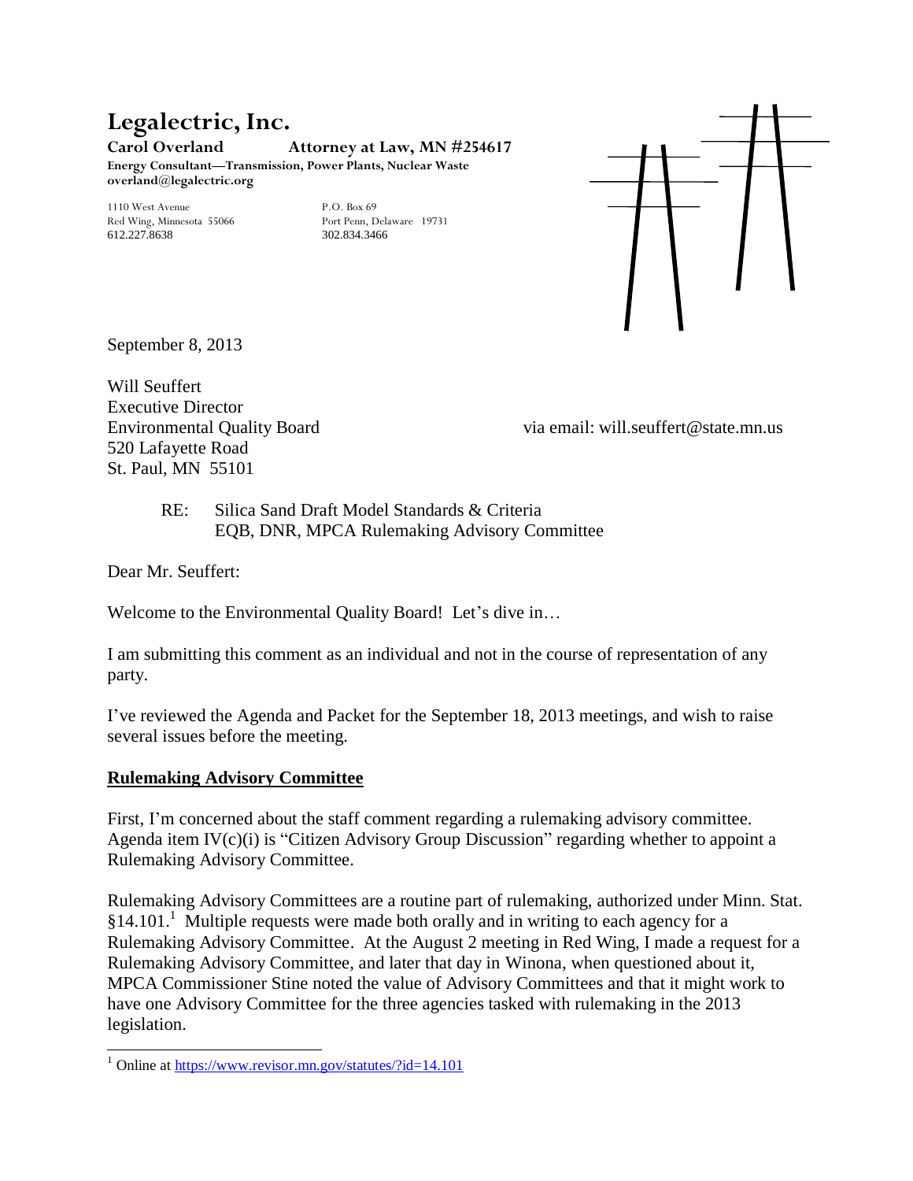# Legalectric, Inc.

**Carol Overland** **Attorney at Law, MN #254617**

**Energy Consultant—Transmission, Power Plants, Nuclear Waste**

**overland@legalectric.org**

1110 West Avenue
Red Wing, Minnesota 55066
612.227.8638

P.O. Box 69
Port Penn, Delaware 19731
302.834.3466

September 8, 2013

Will Seuffert
Executive Director
Environmental Quality Board
520 Lafayette Road
St. Paul, MN 55101

via email: will.seuffert@state.mn.us

RE: Silica Sand Draft Model Standards & Criteria
EQB, DNR, MPCA Rulemaking Advisory Committee

Dear Mr. Seuffert:

Welcome to the Environmental Quality Board! Let's dive in…

I am submitting this comment as an individual and not in the course of representation of any party.

I've reviewed the Agenda and Packet for the September 18, 2013 meetings, and wish to raise several issues before the meeting.

**Rulemaking Advisory Committee**

First, I'm concerned about the staff comment regarding a rulemaking advisory committee. Agenda item IV(c)(i) is "Citizen Advisory Group Discussion" regarding whether to appoint a Rulemaking Advisory Committee.

Rulemaking Advisory Committees are a routine part of rulemaking, authorized under Minn. Stat. §14.101.[1] Multiple requests were made both orally and in writing to each agency for a Rulemaking Advisory Committee. At the August 2 meeting in Red Wing, I made a request for a Rulemaking Advisory Committee, and later that day in Winona, when questioned about it, MPCA Commissioner Stine noted the value of Advisory Committees and that it might work to have one Advisory Committee for the three agencies tasked with rulemaking in the 2013 legislation.

[1] Online at https://www.revisor.mn.gov/statutes/?id=14.101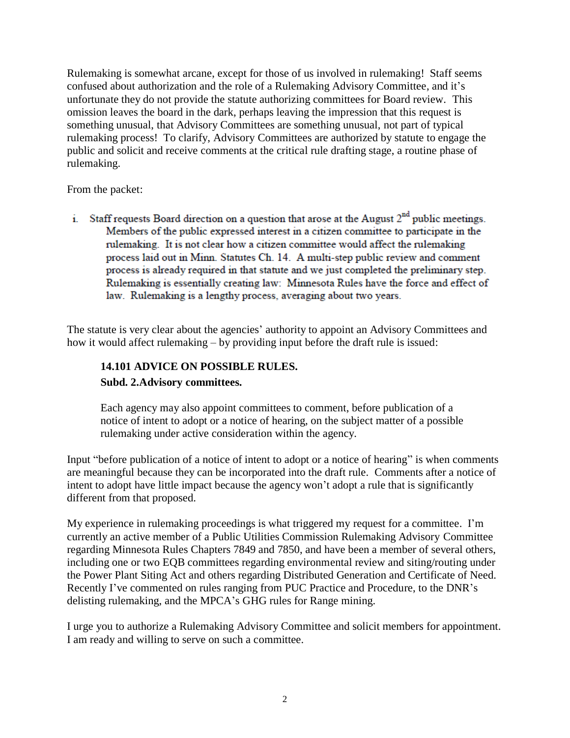Rulemaking is somewhat arcane, except for those of us involved in rulemaking! Staff seems confused about authorization and the role of a Rulemaking Advisory Committee, and it's unfortunate they do not provide the statute authorizing committees for Board review. This omission leaves the board in the dark, perhaps leaving the impression that this request is something unusual, that Advisory Committees are something unusual, not part of typical rulemaking process! To clarify, Advisory Committees are authorized by statute to engage the public and solicit and receive comments at the critical rule drafting stage, a routine phase of rulemaking.

From the packet:

> i. Staff requests Board direction on a question that arose at the August 2nd public meetings. Members of the public expressed interest in a citizen committee to participate in the rulemaking. It is not clear how a citizen committee would affect the rulemaking process laid out in Minn. Statutes Ch. 14. A multi-step public review and comment process is already required in that statute and we just completed the preliminary step. Rulemaking is essentially creating law: Minnesota Rules have the force and effect of law. Rulemaking is a lengthy process, averaging about two years.

The statute is very clear about the agencies' authority to appoint an Advisory Committees and how it would affect rulemaking – by providing input before the draft rule is issued:

> **14.101 ADVICE ON POSSIBLE RULES.**
>
> **Subd. 2.Advisory committees.**
>
> Each agency may also appoint committees to comment, before publication of a notice of intent to adopt or a notice of hearing, on the subject matter of a possible rulemaking under active consideration within the agency.

Input "before publication of a notice of intent to adopt or a notice of hearing" is when comments are meaningful because they can be incorporated into the draft rule. Comments after a notice of intent to adopt have little impact because the agency won't adopt a rule that is significantly different from that proposed.

My experience in rulemaking proceedings is what triggered my request for a committee. I'm currently an active member of a Public Utilities Commission Rulemaking Advisory Committee regarding Minnesota Rules Chapters 7849 and 7850, and have been a member of several others, including one or two EQB committees regarding environmental review and siting/routing under the Power Plant Siting Act and others regarding Distributed Generation and Certificate of Need. Recently I've commented on rules ranging from PUC Practice and Procedure, to the DNR's delisting rulemaking, and the MPCA's GHG rules for Range mining.

I urge you to authorize a Rulemaking Advisory Committee and solicit members for appointment. I am ready and willing to serve on such a committee.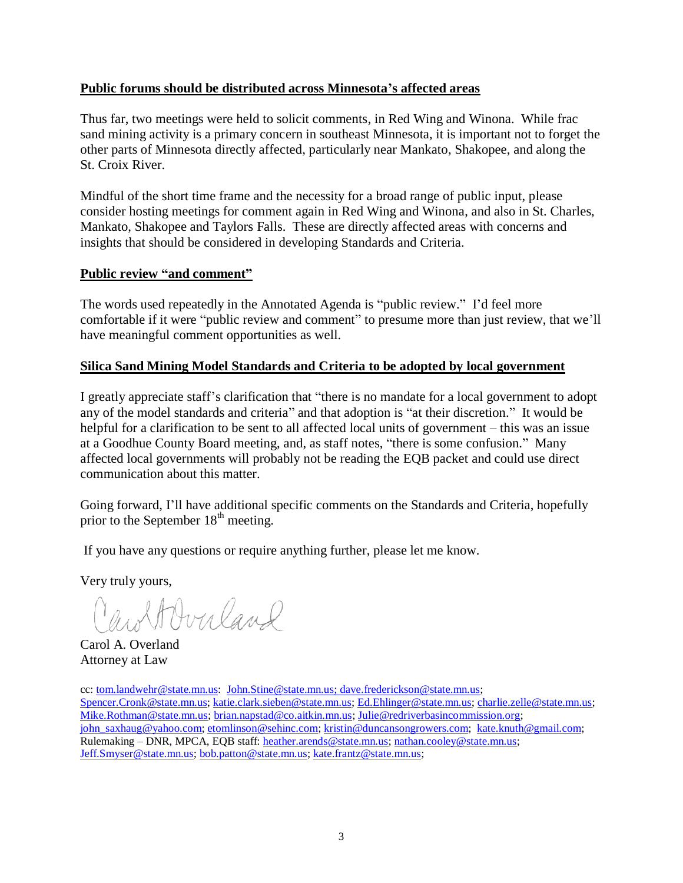**Public forums should be distributed across Minnesota's affected areas**

Thus far, two meetings were held to solicit comments, in Red Wing and Winona. While frac sand mining activity is a primary concern in southeast Minnesota, it is important not to forget the other parts of Minnesota directly affected, particularly near Mankato, Shakopee, and along the St. Croix River.

Mindful of the short time frame and the necessity for a broad range of public input, please consider hosting meetings for comment again in Red Wing and Winona, and also in St. Charles, Mankato, Shakopee and Taylors Falls. These are directly affected areas with concerns and insights that should be considered in developing Standards and Criteria.

**Public review "and comment"**

The words used repeatedly in the Annotated Agenda is "public review." I'd feel more comfortable if it were "public review and comment" to presume more than just review, that we'll have meaningful comment opportunities as well.

**Silica Sand Mining Model Standards and Criteria to be adopted by local government**

I greatly appreciate staff's clarification that "there is no mandate for a local government to adopt any of the model standards and criteria" and that adoption is "at their discretion." It would be helpful for a clarification to be sent to all affected local units of government – this was an issue at a Goodhue County Board meeting, and, as staff notes, "there is some confusion." Many affected local governments will probably not be reading the EQB packet and could use direct communication about this matter.

Going forward, I'll have additional specific comments on the Standards and Criteria, hopefully prior to the September 18th meeting.

If you have any questions or require anything further, please let me know.

Very truly yours,

Carol A. Overland
Attorney at Law

cc: tom.landwehr@state.mn.us: John.Stine@state.mn.us; dave.frederickson@state.mn.us; Spencer.Cronk@state.mn.us; katie.clark.sieben@state.mn.us; Ed.Ehlinger@state.mn.us; charlie.zelle@state.mn.us; Mike.Rothman@state.mn.us; brian.napstad@co.aitkin.mn.us; Julie@redriverbasincommission.org; john_saxhaug@yahoo.com; etomlinson@sehinc.com; kristin@duncansongrowers.com; kate.knuth@gmail.com;
Rulemaking – DNR, MPCA, EQB staff: heather.arends@state.mn.us; nathan.cooley@state.mn.us; Jeff.Smyser@state.mn.us; bob.patton@state.mn.us; kate.frantz@state.mn.us;